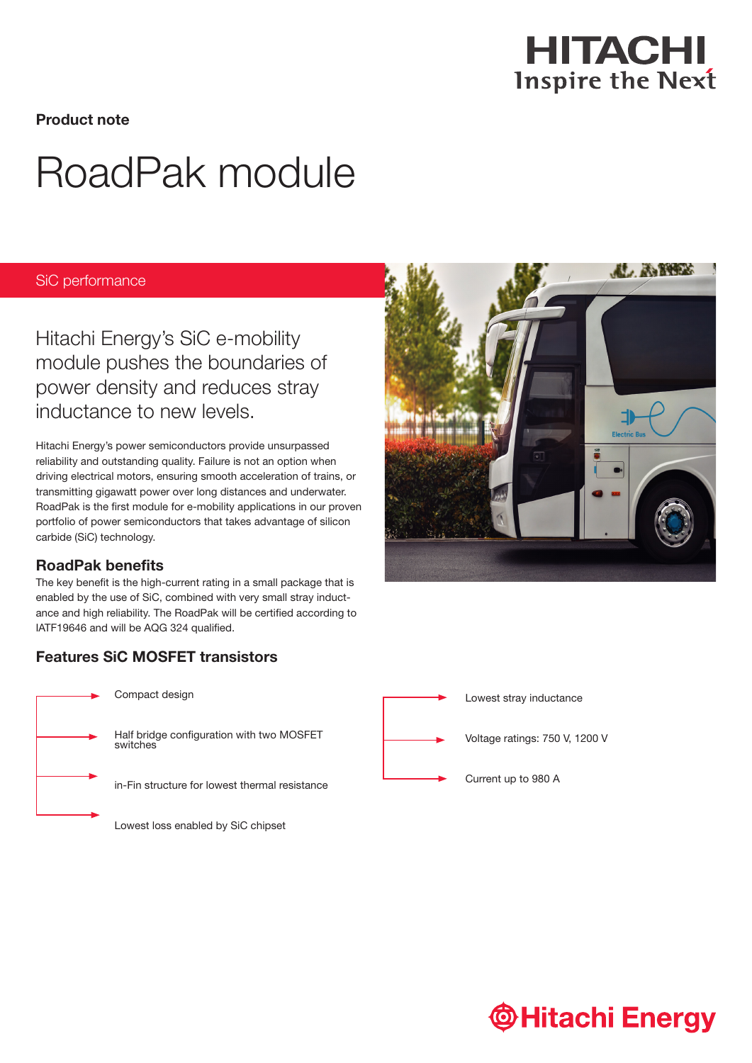**Product note**

# RoadPak module

## SiC performance

### Hitachi Energy's SiC e-mobility module pushes the boundaries of power density and reduces stray inductance to new levels.

Hitachi Energy's power semiconductors provide unsurpassed reliability and outstanding quality. Failure is not an option when driving electrical motors, ensuring smooth acceleration of trains, or transmitting gigawatt power over long distances and underwater. RoadPak is the first module for e-mobility applications in our proven portfolio of power semiconductors that takes advantage of silicon carbide (SiC) technology.

### RoadPak benefits

The key benefit is the high-current rating in a small package that is enabled by the use of SiC, combined with very small stray inductance and high reliability. The RoadPak will be certified according to IATF19646 and will be AQG 324 qualified.

### Features SiC MOSFET transistors

- Compact design
- Half bridge configuration with two MOSFET switches
- in-Fin structure for lowest thermal resistance
- Lowest loss enabled by SiC chipset
- Lowest stray inductance
- Voltage ratings: 750 V, 1200 V
- Current up to 980 A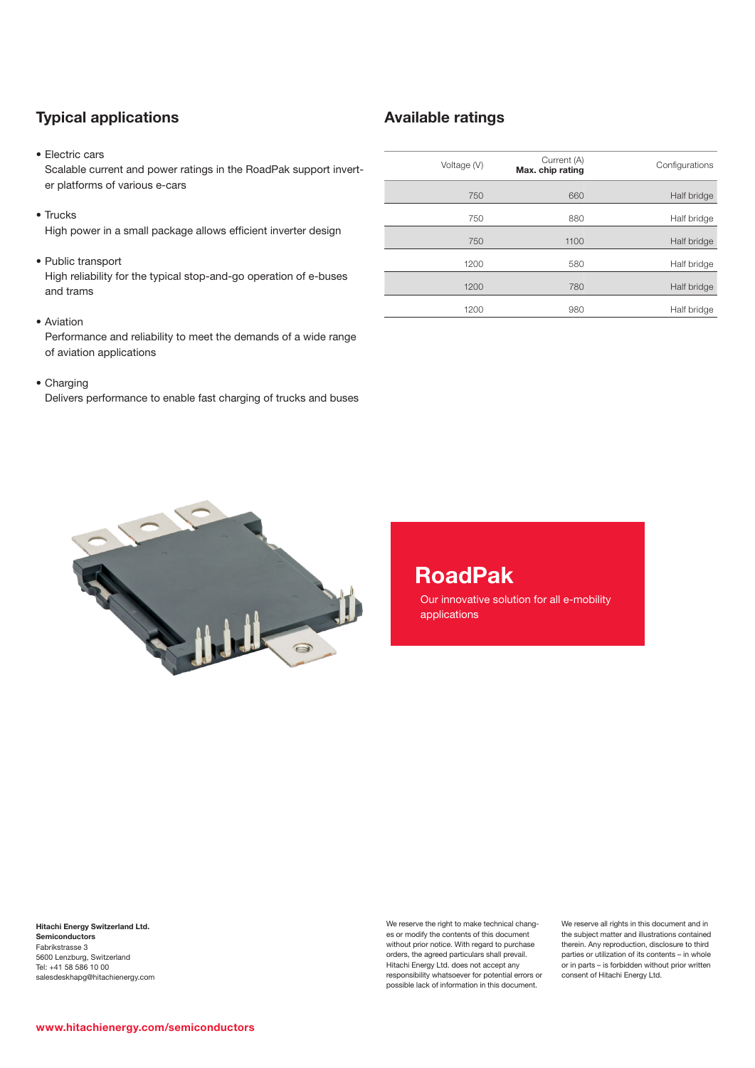## Typical applications

- Electric cars
  Scalable current and power ratings in the RoadPak support inverter platforms of various e-cars
- Trucks
  High power in a small package allows efficient inverter design
- Public transport
  High reliability for the typical stop-and-go operation of e-buses and trams
- Aviation
  Performance and reliability to meet the demands of a wide range of aviation applications
- Charging
  Delivers performance to enable fast charging of trucks and buses

## Available ratings

| Voltage (V) | Current (A) **Max. chip rating** | Configurations |
|---|---|---|
| 750 | 660 | Half bridge |
| 750 | 880 | Half bridge |
| 750 | 1100 | Half bridge |
| 1200 | 580 | Half bridge |
| 1200 | 780 | Half bridge |
| 1200 | 980 | Half bridge |

# RoadPak

Our innovative solution for all e-mobility applications

**Hitachi Energy Switzerland Ltd.**
**Semiconductors**
Fabrikstrasse 3
5600 Lenzburg, Switzerland
Tel: +41 58 586 10 00
salesdeskhapg@hitachienergy.com

We reserve the right to make technical changes or modify the contents of this document without prior notice. With regard to purchase orders, the agreed particulars shall prevail. Hitachi Energy Ltd. does not accept any responsibility whatsoever for potential errors or possible lack of information in this document.

We reserve all rights in this document and in the subject matter and illustrations contained therein. Any reproduction, disclosure to third parties or utilization of its contents – in whole or in parts – is forbidden without prior written consent of Hitachi Energy Ltd.

**www.hitachienergy.com/semiconductors**